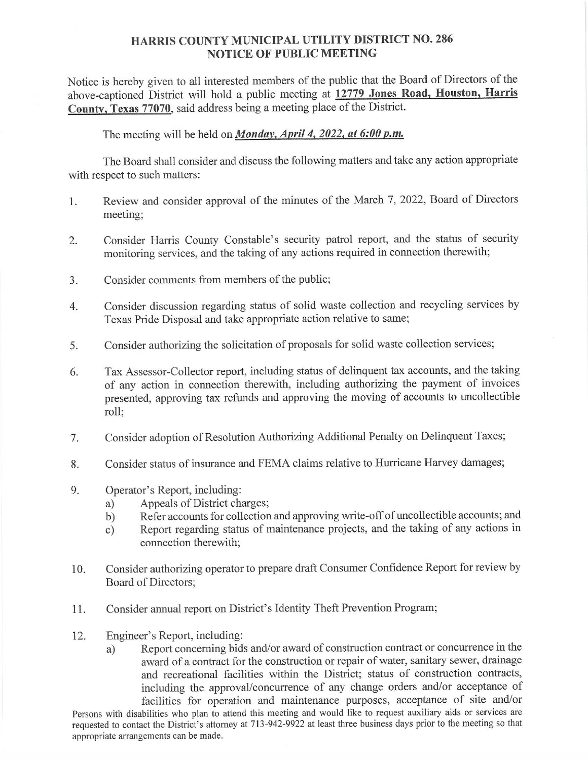# HARRIS COUNTY MUNICIPAL UTILITY DISTRICT NO. 286
## NOTICE OF PUBLIC MEETING

Notice is hereby given to all interested members of the public that the Board of Directors of the above-captioned District will hold a public meeting at **12779 Jones Road, Houston, Harris County, Texas 77070**, said address being a meeting place of the District.

The meeting will be held on ***Monday, April 4, 2022, at 6:00 p.m.***

The Board shall consider and discuss the following matters and take any action appropriate with respect to such matters:

1. Review and consider approval of the minutes of the March 7, 2022, Board of Directors meeting;

2. Consider Harris County Constable's security patrol report, and the status of security monitoring services, and the taking of any actions required in connection therewith;

3. Consider comments from members of the public;

4. Consider discussion regarding status of solid waste collection and recycling services by Texas Pride Disposal and take appropriate action relative to same;

5. Consider authorizing the solicitation of proposals for solid waste collection services;

6. Tax Assessor-Collector report, including status of delinquent tax accounts, and the taking of any action in connection therewith, including authorizing the payment of invoices presented, approving tax refunds and approving the moving of accounts to uncollectible roll;

7. Consider adoption of Resolution Authorizing Additional Penalty on Delinquent Taxes;

8. Consider status of insurance and FEMA claims relative to Hurricane Harvey damages;

9. Operator's Report, including:
   a) Appeals of District charges;
   b) Refer accounts for collection and approving write-off of uncollectible accounts; and
   c) Report regarding status of maintenance projects, and the taking of any actions in connection therewith;

10. Consider authorizing operator to prepare draft Consumer Confidence Report for review by Board of Directors;

11. Consider annual report on District's Identity Theft Prevention Program;

12. Engineer's Report, including:
    a) Report concerning bids and/or award of construction contract or concurrence in the award of a contract for the construction or repair of water, sanitary sewer, drainage and recreational facilities within the District; status of construction contracts, including the approval/concurrence of any change orders and/or acceptance of facilities for operation and maintenance purposes, acceptance of site and/or

Persons with disabilities who plan to attend this meeting and would like to request auxiliary aids or services are requested to contact the District's attorney at 713-942-9922 at least three business days prior to the meeting so that appropriate arrangements can be made.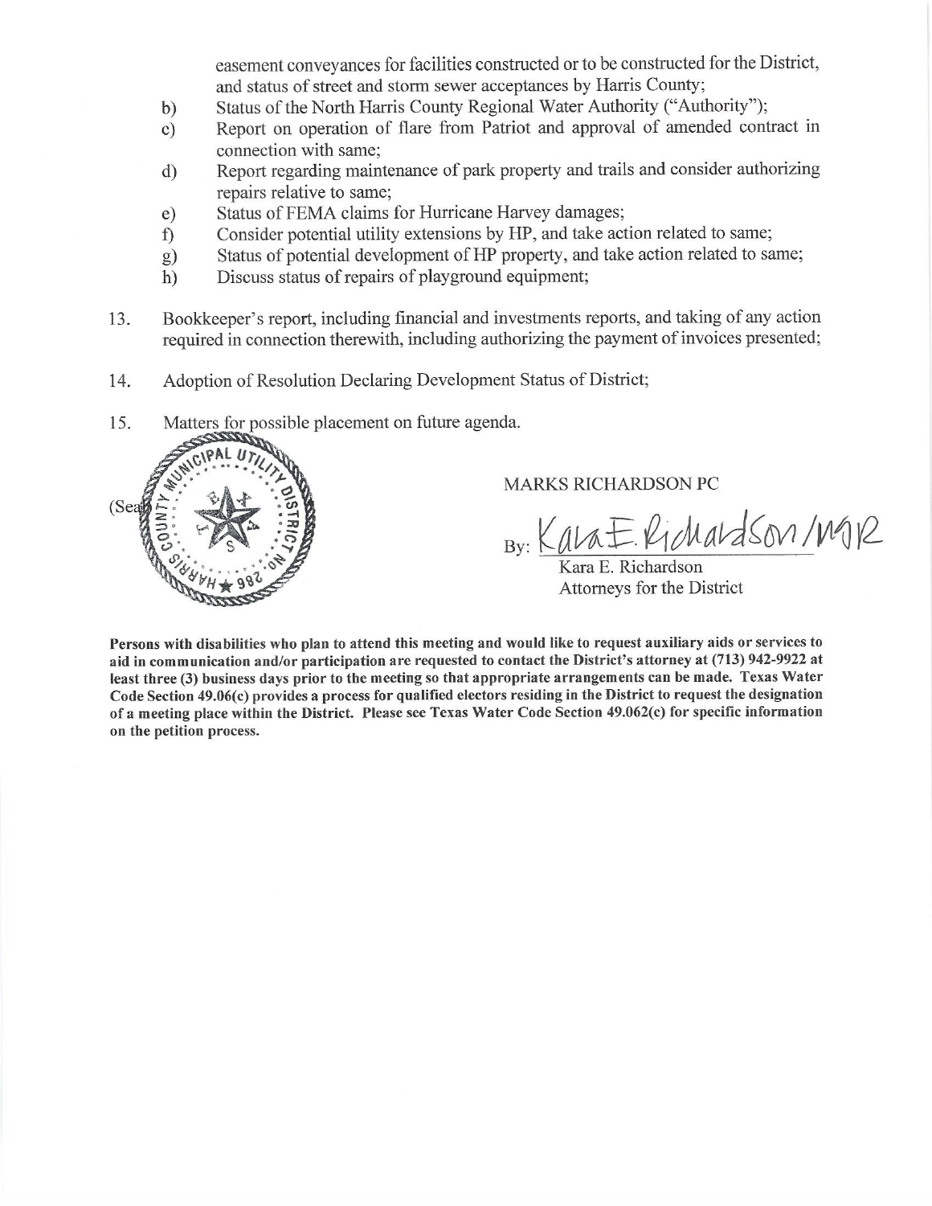easement conveyances for facilities constructed or to be constructed for the District, and status of street and storm sewer acceptances by Harris County;

b) Status of the North Harris County Regional Water Authority ("Authority");

c) Report on operation of flare from Patriot and approval of amended contract in connection with same;

d) Report regarding maintenance of park property and trails and consider authorizing repairs relative to same;

e) Status of FEMA claims for Hurricane Harvey damages;

f) Consider potential utility extensions by HP, and take action related to same;

g) Status of potential development of HP property, and take action related to same;

h) Discuss status of repairs of playground equipment;

13. Bookkeeper's report, including financial and investments reports, and taking of any action required in connection therewith, including authorizing the payment of invoices presented;

14. Adoption of Resolution Declaring Development Status of District;

15. Matters for possible placement on future agenda.

(Seal)

MARKS RICHARDSON PC

By: Kara E. Richardson /MJR

Kara E. Richardson
Attorneys for the District

**Persons with disabilities who plan to attend this meeting and would like to request auxiliary aids or services to aid in communication and/or participation are requested to contact the District's attorney at (713) 942-9922 at least three (3) business days prior to the meeting so that appropriate arrangements can be made. Texas Water Code Section 49.06(c) provides a process for qualified electors residing in the District to request the designation of a meeting place within the District. Please see Texas Water Code Section 49.062(c) for specific information on the petition process.**